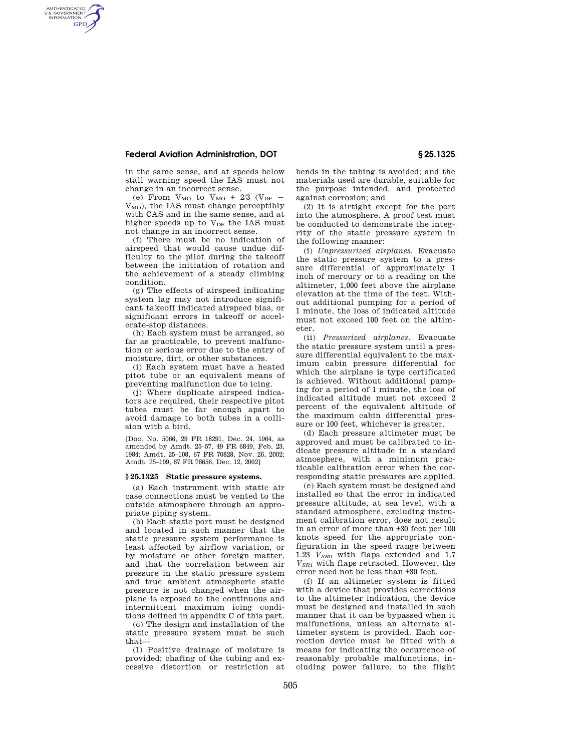in the same sense, and at speeds below stall warning speed the IAS must not change in an incorrect sense.

(e) From $V_{MO}$ to $V_{MO}$ + 2/3 ($V_{DF}$ − $V_{MO}$), the IAS must change perceptibly with CAS and in the same sense, and at higher speeds up to $V_{DF}$ the IAS must not change in an incorrect sense.

(f) There must be no indication of airspeed that would cause undue difficulty to the pilot during the takeoff between the initiation of rotation and the achievement of a steady climbing condition.

(g) The effects of airspeed indicating system lag may not introduce significant takeoff indicated airspeed bias, or significant errors in takeoff or accelerate-stop distances.

(h) Each system must be arranged, so far as practicable, to prevent malfunction or serious error due to the entry of moisture, dirt, or other substances.

(i) Each system must have a heated pitot tube or an equivalent means of preventing malfunction due to icing.

(j) Where duplicate airspeed indicators are required, their respective pitot tubes must be far enough apart to avoid damage to both tubes in a collision with a bird.

[Doc. No. 5066, 29 FR 18291, Dec. 24, 1964, as amended by Amdt. 25–57, 49 FR 6849, Feb. 23, 1984; Amdt. 25–108, 67 FR 70828, Nov. 26, 2002; Amdt. 25–109, 67 FR 76656, Dec. 12, 2002]

## § 25.1325 Static pressure systems.

(a) Each instrument with static air case connections must be vented to the outside atmosphere through an appropriate piping system.

(b) Each static port must be designed and located in such manner that the static pressure system performance is least affected by airflow variation, or by moisture or other foreign matter, and that the correlation between air pressure in the static pressure system and true ambient atmospheric static pressure is not changed when the airplane is exposed to the continuous and intermittent maximum icing conditions defined in appendix C of this part.

(c) The design and installation of the static pressure system must be such that—

(1) Positive drainage of moisture is provided; chafing of the tubing and excessive distortion or restriction at bends in the tubing is avoided; and the materials used are durable, suitable for the purpose intended, and protected against corrosion; and

(2) It is airtight except for the port into the atmosphere. A proof test must be conducted to demonstrate the integrity of the static pressure system in the following manner:

(i) *Unpressurized airplanes.* Evacuate the static pressure system to a pressure differential of approximately 1 inch of mercury or to a reading on the altimeter, 1,000 feet above the airplane elevation at the time of the test. Without additional pumping for a period of 1 minute, the loss of indicated altitude must not exceed 100 feet on the altimeter.

(ii) *Pressurized airplanes.* Evacuate the static pressure system until a pressure differential equivalent to the maximum cabin pressure differential for which the airplane is type certificated is achieved. Without additional pumping for a period of 1 minute, the loss of indicated altitude must not exceed 2 percent of the equivalent altitude of the maximum cabin differential pressure or 100 feet, whichever is greater.

(d) Each pressure altimeter must be approved and must be calibrated to indicate pressure altitude in a standard atmosphere, with a minimum practicable calibration error when the corresponding static pressures are applied.

(e) Each system must be designed and installed so that the error in indicated pressure altitude, at sea level, with a standard atmosphere, excluding instrument calibration error, does not result in an error of more than ±30 feet per 100 knots speed for the appropriate configuration in the speed range between 1.23 $V_{SR0}$ with flaps extended and 1.7 $V_{SR1}$ with flaps retracted. However, the error need not be less than ±30 feet.

(f) If an altimeter system is fitted with a device that provides corrections to the altimeter indication, the device must be designed and installed in such manner that it can be bypassed when it malfunctions, unless an alternate altimeter system is provided. Each correction device must be fitted with a means for indicating the occurrence of reasonably probable malfunctions, including power failure, to the flight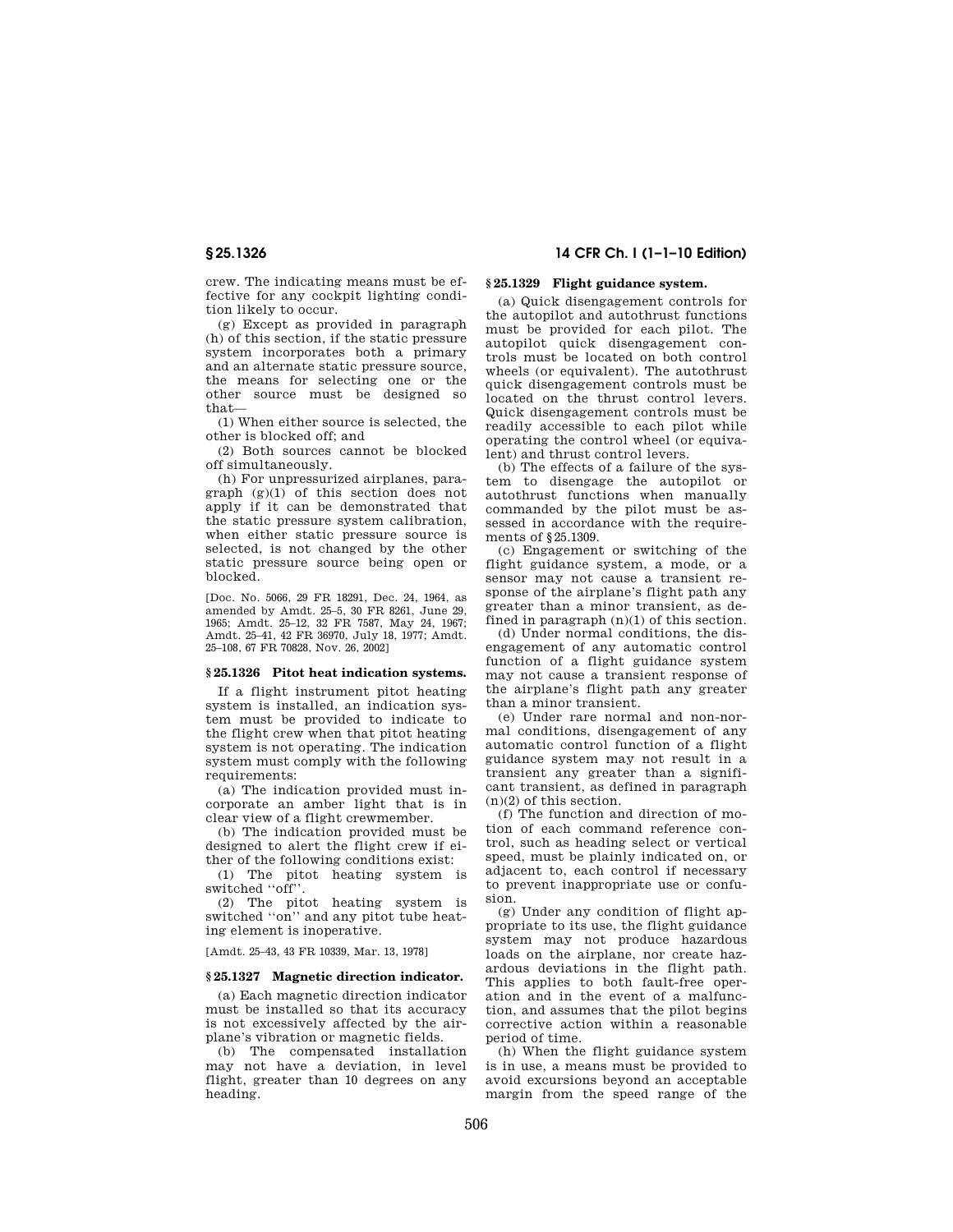crew. The indicating means must be effective for any cockpit lighting condition likely to occur.

(g) Except as provided in paragraph (h) of this section, if the static pressure system incorporates both a primary and an alternate static pressure source, the means for selecting one or the other source must be designed so that—

(1) When either source is selected, the other is blocked off; and

(2) Both sources cannot be blocked off simultaneously.

(h) For unpressurized airplanes, paragraph (g)(1) of this section does not apply if it can be demonstrated that the static pressure system calibration, when either static pressure source is selected, is not changed by the other static pressure source being open or blocked.

[Doc. No. 5066, 29 FR 18291, Dec. 24, 1964, as amended by Amdt. 25–5, 30 FR 8261, June 29, 1965; Amdt. 25–12, 32 FR 7587, May 24, 1967; Amdt. 25–41, 42 FR 36970, July 18, 1977; Amdt. 25–108, 67 FR 70828, Nov. 26, 2002]

### § 25.1326 Pitot heat indication systems.

If a flight instrument pitot heating system is installed, an indication system must be provided to indicate to the flight crew when that pitot heating system is not operating. The indication system must comply with the following requirements:

(a) The indication provided must incorporate an amber light that is in clear view of a flight crewmember.

(b) The indication provided must be designed to alert the flight crew if either of the following conditions exist:

(1) The pitot heating system is switched ''off''.

(2) The pitot heating system is switched ''on'' and any pitot tube heating element is inoperative.

[Amdt. 25–43, 43 FR 10339, Mar. 13, 1978]

### § 25.1327 Magnetic direction indicator.

(a) Each magnetic direction indicator must be installed so that its accuracy is not excessively affected by the airplane's vibration or magnetic fields.

(b) The compensated installation may not have a deviation, in level flight, greater than 10 degrees on any heading.

### § 25.1329 Flight guidance system.

(a) Quick disengagement controls for the autopilot and autothrust functions must be provided for each pilot. The autopilot quick disengagement controls must be located on both control wheels (or equivalent). The autothrust quick disengagement controls must be located on the thrust control levers. Quick disengagement controls must be readily accessible to each pilot while operating the control wheel (or equivalent) and thrust control levers.

(b) The effects of a failure of the system to disengage the autopilot or autothrust functions when manually commanded by the pilot must be assessed in accordance with the requirements of § 25.1309.

(c) Engagement or switching of the flight guidance system, a mode, or a sensor may not cause a transient response of the airplane's flight path any greater than a minor transient, as defined in paragraph (n)(1) of this section.

(d) Under normal conditions, the disengagement of any automatic control function of a flight guidance system may not cause a transient response of the airplane's flight path any greater than a minor transient.

(e) Under rare normal and non-normal conditions, disengagement of any automatic control function of a flight guidance system may not result in a transient any greater than a significant transient, as defined in paragraph (n)(2) of this section.

(f) The function and direction of motion of each command reference control, such as heading select or vertical speed, must be plainly indicated on, or adjacent to, each control if necessary to prevent inappropriate use or confusion.

(g) Under any condition of flight appropriate to its use, the flight guidance system may not produce hazardous loads on the airplane, nor create hazardous deviations in the flight path. This applies to both fault-free operation and in the event of a malfunction, and assumes that the pilot begins corrective action within a reasonable period of time.

(h) When the flight guidance system is in use, a means must be provided to avoid excursions beyond an acceptable margin from the speed range of the